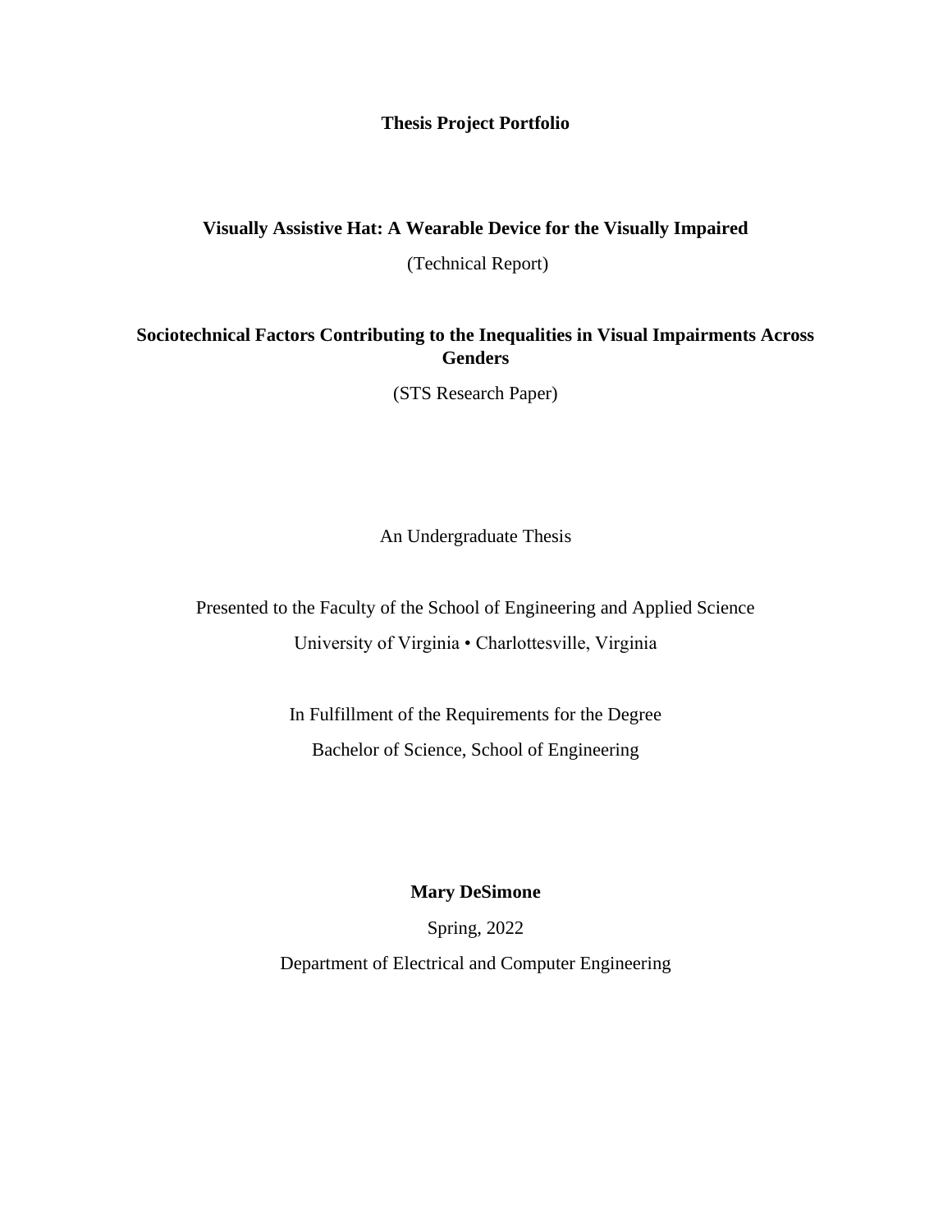**Thesis Project Portfolio**

**Visually Assistive Hat: A Wearable Device for the Visually Impaired**

(Technical Report)

**Sociotechnical Factors Contributing to the Inequalities in Visual Impairments Across Genders**

(STS Research Paper)

An Undergraduate Thesis

Presented to the Faculty of the School of Engineering and Applied Science

University of Virginia • Charlottesville, Virginia

In Fulfillment of the Requirements for the Degree

Bachelor of Science, School of Engineering

**Mary DeSimone**

Spring, 2022

Department of Electrical and Computer Engineering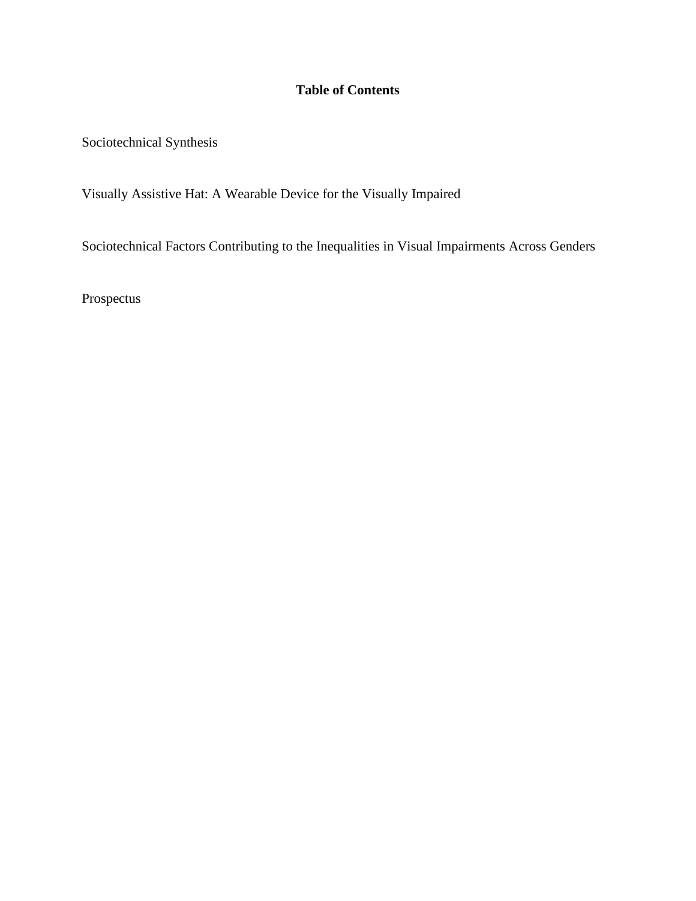# Table of Contents

Sociotechnical Synthesis

Visually Assistive Hat: A Wearable Device for the Visually Impaired

Sociotechnical Factors Contributing to the Inequalities in Visual Impairments Across Genders

Prospectus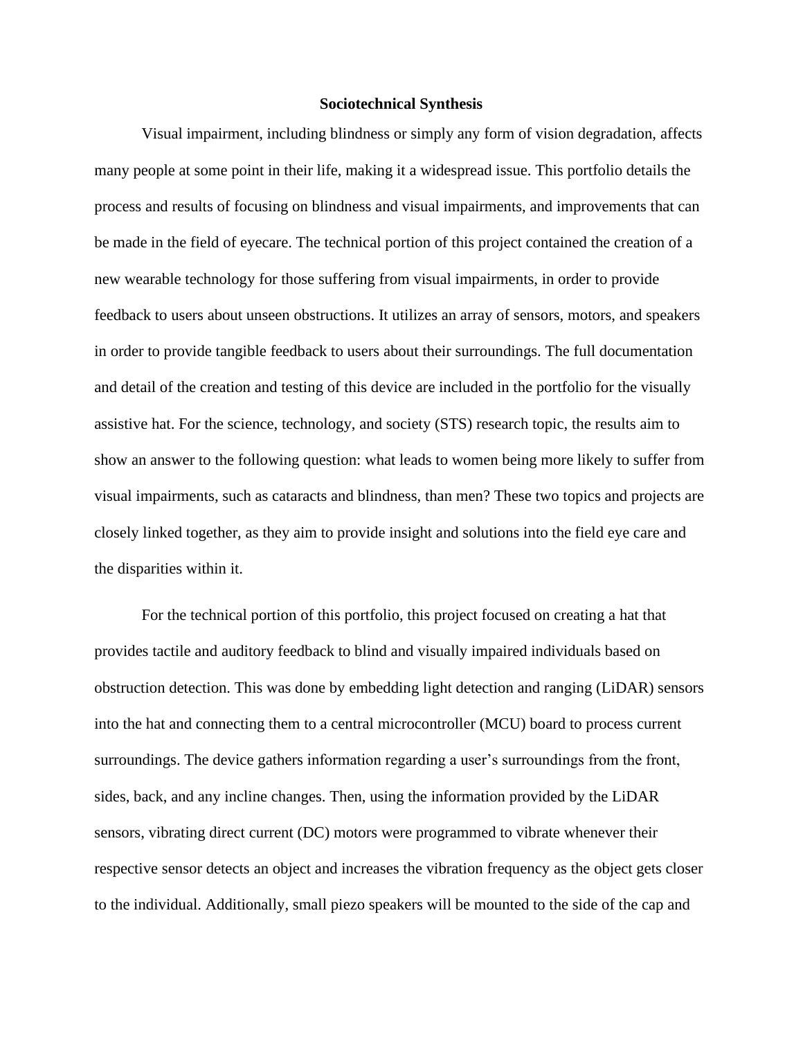# Sociotechnical Synthesis

Visual impairment, including blindness or simply any form of vision degradation, affects many people at some point in their life, making it a widespread issue. This portfolio details the process and results of focusing on blindness and visual impairments, and improvements that can be made in the field of eyecare. The technical portion of this project contained the creation of a new wearable technology for those suffering from visual impairments, in order to provide feedback to users about unseen obstructions. It utilizes an array of sensors, motors, and speakers in order to provide tangible feedback to users about their surroundings. The full documentation and detail of the creation and testing of this device are included in the portfolio for the visually assistive hat. For the science, technology, and society (STS) research topic, the results aim to show an answer to the following question: what leads to women being more likely to suffer from visual impairments, such as cataracts and blindness, than men? These two topics and projects are closely linked together, as they aim to provide insight and solutions into the field eye care and the disparities within it.

For the technical portion of this portfolio, this project focused on creating a hat that provides tactile and auditory feedback to blind and visually impaired individuals based on obstruction detection. This was done by embedding light detection and ranging (LiDAR) sensors into the hat and connecting them to a central microcontroller (MCU) board to process current surroundings. The device gathers information regarding a user's surroundings from the front, sides, back, and any incline changes. Then, using the information provided by the LiDAR sensors, vibrating direct current (DC) motors were programmed to vibrate whenever their respective sensor detects an object and increases the vibration frequency as the object gets closer to the individual. Additionally, small piezo speakers will be mounted to the side of the cap and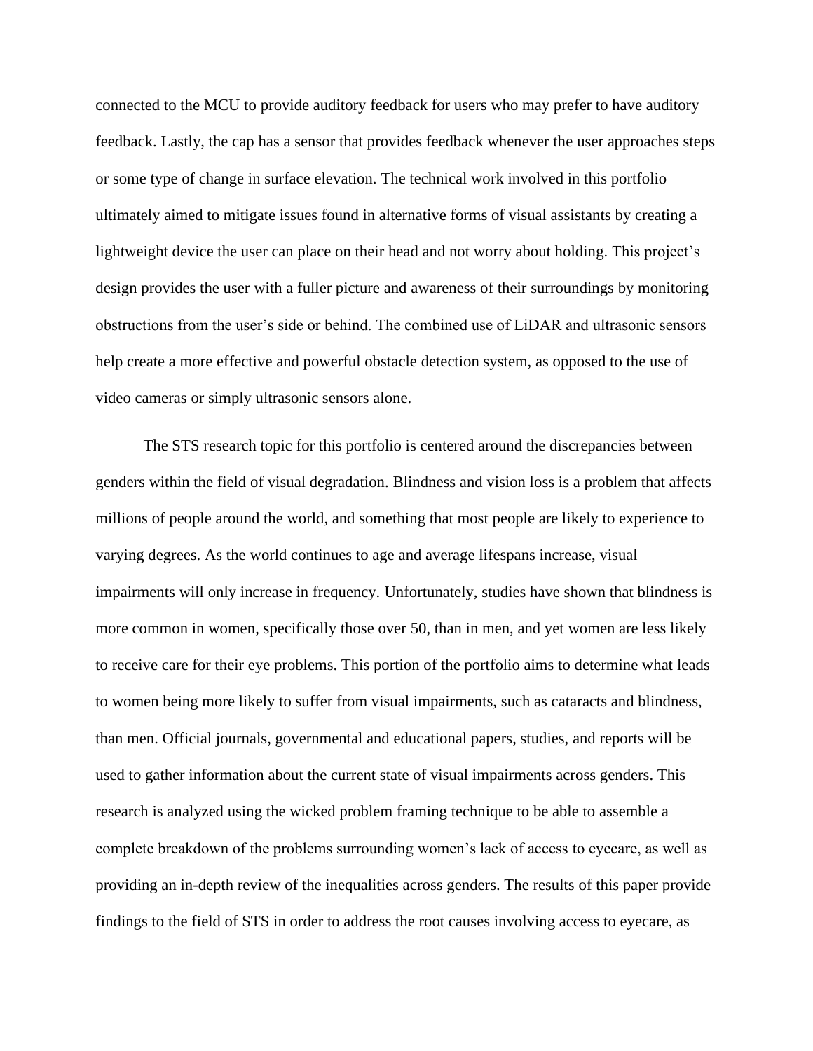connected to the MCU to provide auditory feedback for users who may prefer to have auditory feedback. Lastly, the cap has a sensor that provides feedback whenever the user approaches steps or some type of change in surface elevation. The technical work involved in this portfolio ultimately aimed to mitigate issues found in alternative forms of visual assistants by creating a lightweight device the user can place on their head and not worry about holding. This project's design provides the user with a fuller picture and awareness of their surroundings by monitoring obstructions from the user's side or behind. The combined use of LiDAR and ultrasonic sensors help create a more effective and powerful obstacle detection system, as opposed to the use of video cameras or simply ultrasonic sensors alone.

The STS research topic for this portfolio is centered around the discrepancies between genders within the field of visual degradation. Blindness and vision loss is a problem that affects millions of people around the world, and something that most people are likely to experience to varying degrees. As the world continues to age and average lifespans increase, visual impairments will only increase in frequency. Unfortunately, studies have shown that blindness is more common in women, specifically those over 50, than in men, and yet women are less likely to receive care for their eye problems. This portion of the portfolio aims to determine what leads to women being more likely to suffer from visual impairments, such as cataracts and blindness, than men. Official journals, governmental and educational papers, studies, and reports will be used to gather information about the current state of visual impairments across genders. This research is analyzed using the wicked problem framing technique to be able to assemble a complete breakdown of the problems surrounding women's lack of access to eyecare, as well as providing an in-depth review of the inequalities across genders. The results of this paper provide findings to the field of STS in order to address the root causes involving access to eyecare, as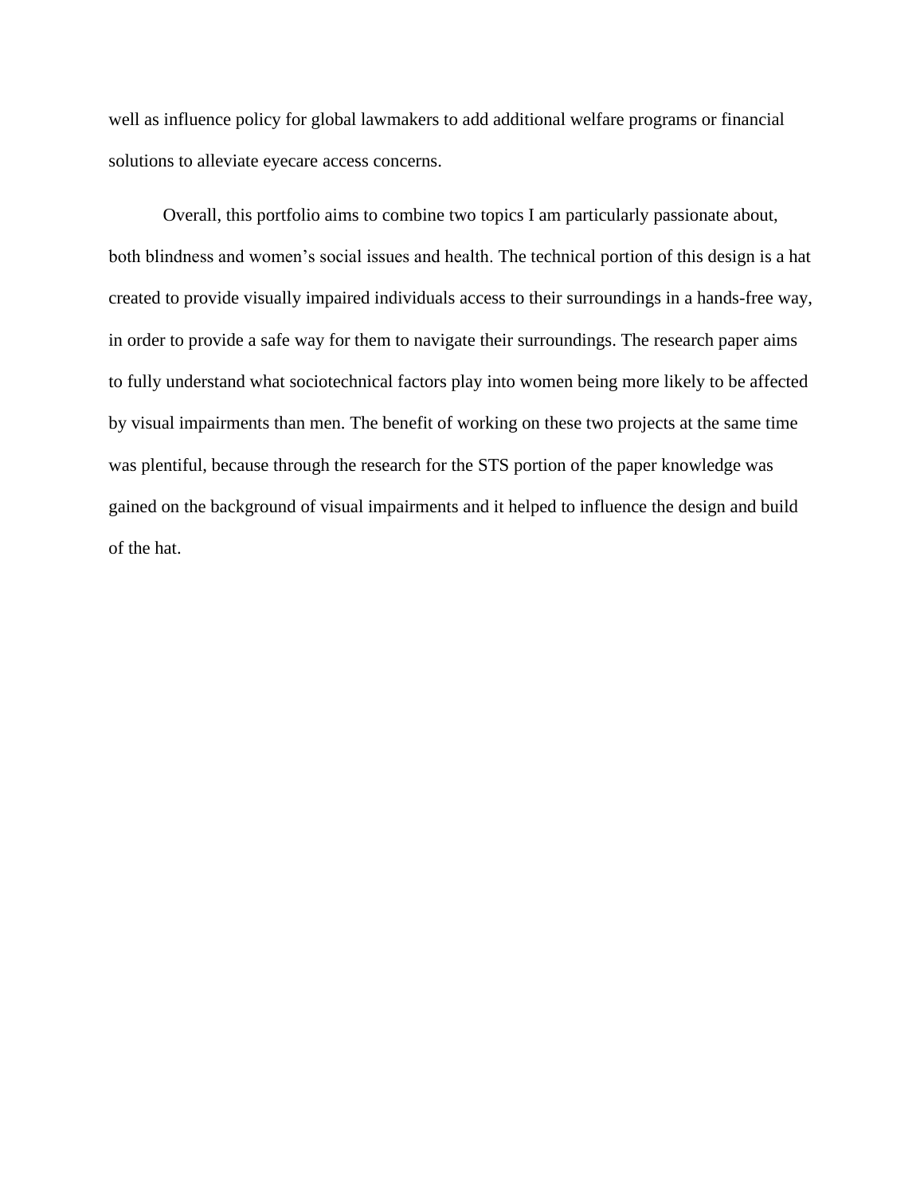well as influence policy for global lawmakers to add additional welfare programs or financial solutions to alleviate eyecare access concerns.

Overall, this portfolio aims to combine two topics I am particularly passionate about, both blindness and women's social issues and health. The technical portion of this design is a hat created to provide visually impaired individuals access to their surroundings in a hands-free way, in order to provide a safe way for them to navigate their surroundings. The research paper aims to fully understand what sociotechnical factors play into women being more likely to be affected by visual impairments than men. The benefit of working on these two projects at the same time was plentiful, because through the research for the STS portion of the paper knowledge was gained on the background of visual impairments and it helped to influence the design and build of the hat.